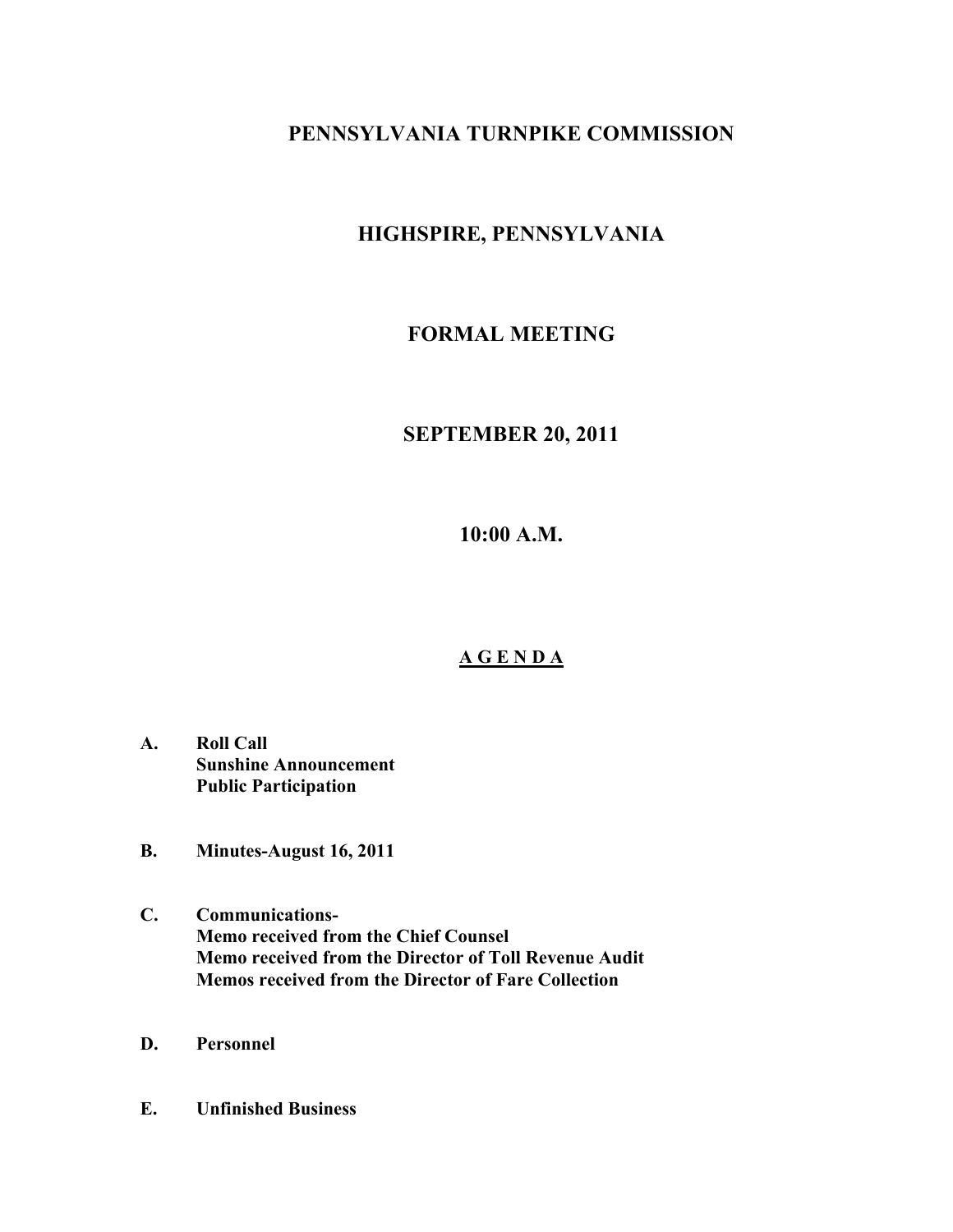# PENNSYLVANIA TURNPIKE COMMISSION

## HIGHSPIRE, PENNSYLVANIA

## FORMAL MEETING

## SEPTEMBER 20, 2011

## 10:00 A.M.

## A G E N D A

**A.** **Roll Call**
**Sunshine Announcement**
**Public Participation**

**B.** **Minutes-August 16, 2011**

**C.** **Communications-**
**Memo received from the Chief Counsel**
**Memo received from the Director of Toll Revenue Audit**
**Memos received from the Director of Fare Collection**

**D.** **Personnel**

**E.** **Unfinished Business**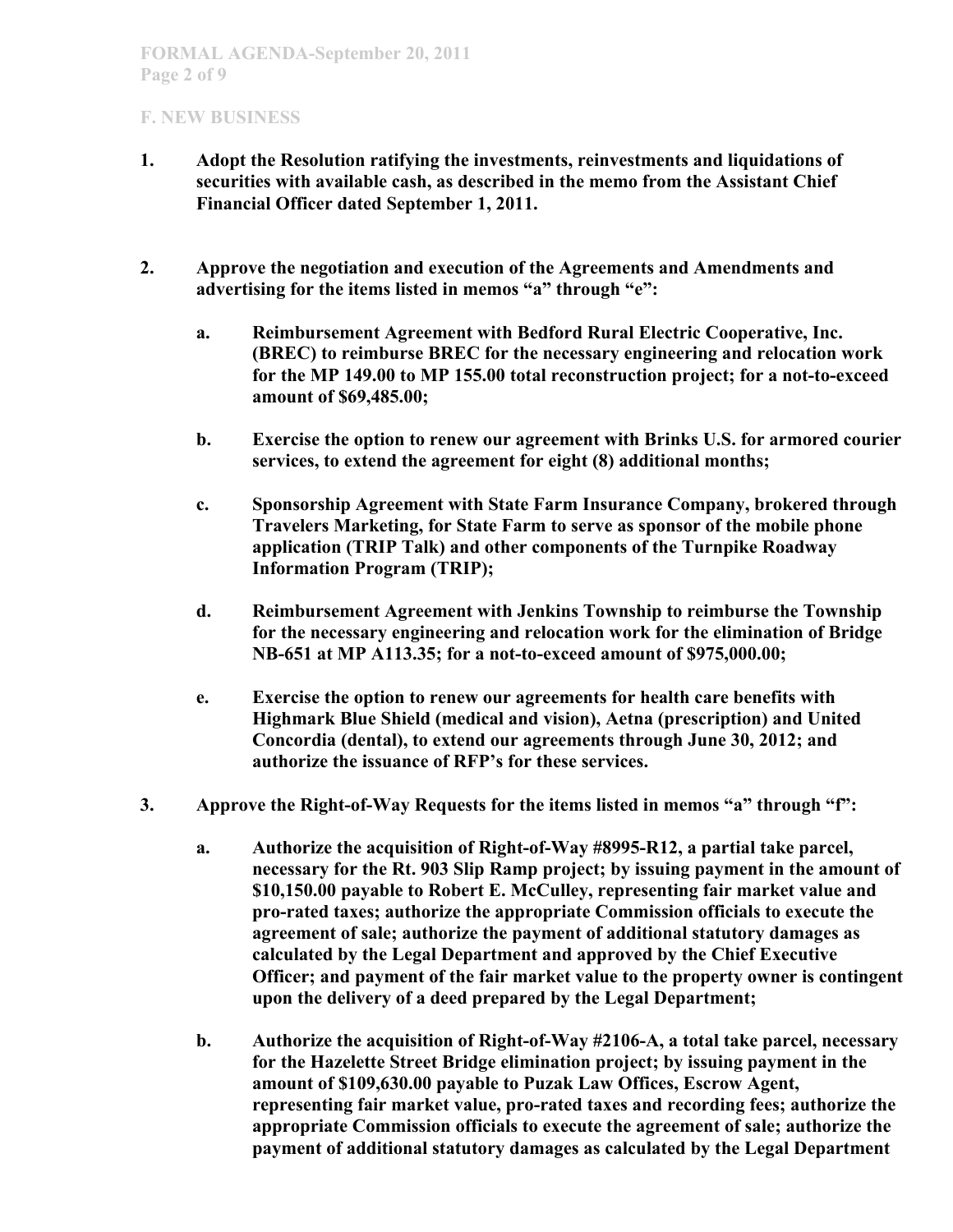## F. NEW BUSINESS

1. **Adopt the Resolution ratifying the investments, reinvestments and liquidations of securities with available cash, as described in the memo from the Assistant Chief Financial Officer dated September 1, 2011.**

2. **Approve the negotiation and execution of the Agreements and Amendments and advertising for the items listed in memos "a" through "e":**

   a. **Reimbursement Agreement with Bedford Rural Electric Cooperative, Inc. (BREC) to reimburse BREC for the necessary engineering and relocation work for the MP 149.00 to MP 155.00 total reconstruction project; for a not-to-exceed amount of $69,485.00;**

   b. **Exercise the option to renew our agreement with Brinks U.S. for armored courier services, to extend the agreement for eight (8) additional months;**

   c. **Sponsorship Agreement with State Farm Insurance Company, brokered through Travelers Marketing, for State Farm to serve as sponsor of the mobile phone application (TRIP Talk) and other components of the Turnpike Roadway Information Program (TRIP);**

   d. **Reimbursement Agreement with Jenkins Township to reimburse the Township for the necessary engineering and relocation work for the elimination of Bridge NB-651 at MP A113.35; for a not-to-exceed amount of $975,000.00;**

   e. **Exercise the option to renew our agreements for health care benefits with Highmark Blue Shield (medical and vision), Aetna (prescription) and United Concordia (dental), to extend our agreements through June 30, 2012; and authorize the issuance of RFP's for these services.**

3. **Approve the Right-of-Way Requests for the items listed in memos "a" through "f":**

   a. **Authorize the acquisition of Right-of-Way #8995-R12, a partial take parcel, necessary for the Rt. 903 Slip Ramp project; by issuing payment in the amount of $10,150.00 payable to Robert E. McCulley, representing fair market value and pro-rated taxes; authorize the appropriate Commission officials to execute the agreement of sale; authorize the payment of additional statutory damages as calculated by the Legal Department and approved by the Chief Executive Officer; and payment of the fair market value to the property owner is contingent upon the delivery of a deed prepared by the Legal Department;**

   b. **Authorize the acquisition of Right-of-Way #2106-A, a total take parcel, necessary for the Hazelette Street Bridge elimination project; by issuing payment in the amount of $109,630.00 payable to Puzak Law Offices, Escrow Agent, representing fair market value, pro-rated taxes and recording fees; authorize the appropriate Commission officials to execute the agreement of sale; authorize the payment of additional statutory damages as calculated by the Legal Department**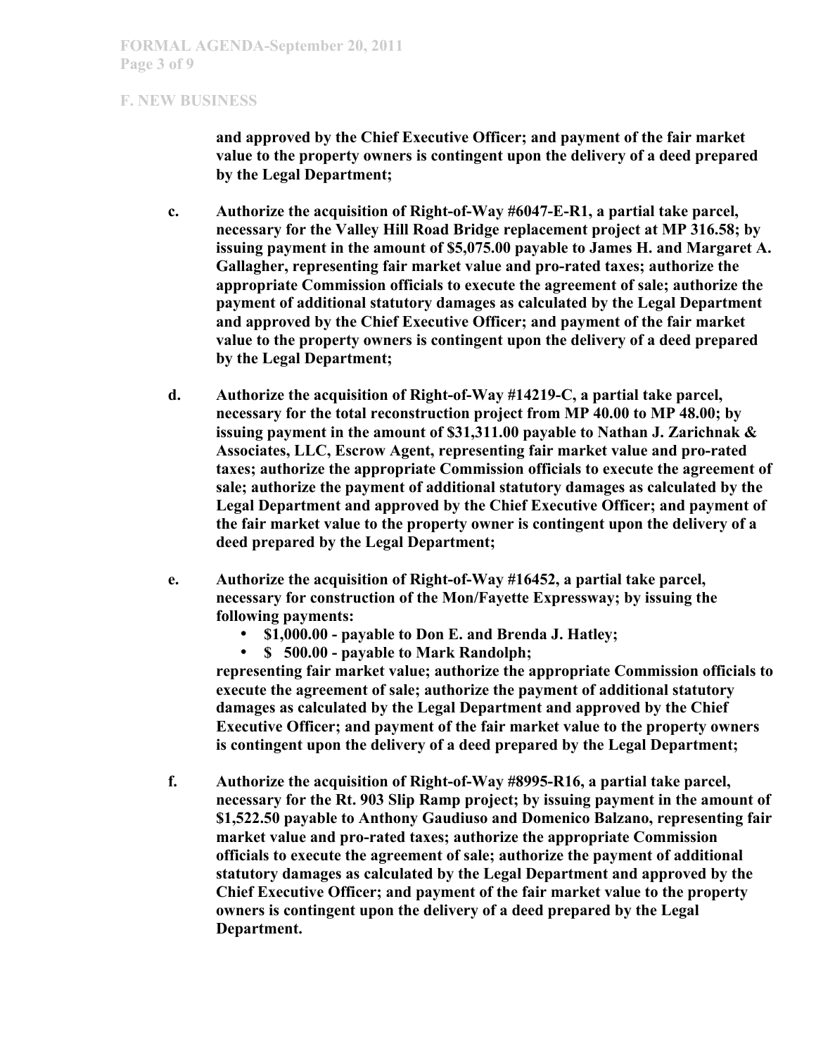## F. NEW BUSINESS

**and approved by the Chief Executive Officer; and payment of the fair market value to the property owners is contingent upon the delivery of a deed prepared by the Legal Department;**

**c. Authorize the acquisition of Right-of-Way #6047-E-R1, a partial take parcel, necessary for the Valley Hill Road Bridge replacement project at MP 316.58; by issuing payment in the amount of $5,075.00 payable to James H. and Margaret A. Gallagher, representing fair market value and pro-rated taxes; authorize the appropriate Commission officials to execute the agreement of sale; authorize the payment of additional statutory damages as calculated by the Legal Department and approved by the Chief Executive Officer; and payment of the fair market value to the property owners is contingent upon the delivery of a deed prepared by the Legal Department;**

**d. Authorize the acquisition of Right-of-Way #14219-C, a partial take parcel, necessary for the total reconstruction project from MP 40.00 to MP 48.00; by issuing payment in the amount of $31,311.00 payable to Nathan J. Zarichnak & Associates, LLC, Escrow Agent, representing fair market value and pro-rated taxes; authorize the appropriate Commission officials to execute the agreement of sale; authorize the payment of additional statutory damages as calculated by the Legal Department and approved by the Chief Executive Officer; and payment of the fair market value to the property owner is contingent upon the delivery of a deed prepared by the Legal Department;**

**e. Authorize the acquisition of Right-of-Way #16452, a partial take parcel, necessary for construction of the Mon/Fayette Expressway; by issuing the following payments:**

- **$1,000.00 - payable to Don E. and Brenda J. Hatley;**
- **$ 500.00 - payable to Mark Randolph;**

**representing fair market value; authorize the appropriate Commission officials to execute the agreement of sale; authorize the payment of additional statutory damages as calculated by the Legal Department and approved by the Chief Executive Officer; and payment of the fair market value to the property owners is contingent upon the delivery of a deed prepared by the Legal Department;**

**f. Authorize the acquisition of Right-of-Way #8995-R16, a partial take parcel, necessary for the Rt. 903 Slip Ramp project; by issuing payment in the amount of $1,522.50 payable to Anthony Gaudiuso and Domenico Balzano, representing fair market value and pro-rated taxes; authorize the appropriate Commission officials to execute the agreement of sale; authorize the payment of additional statutory damages as calculated by the Legal Department and approved by the Chief Executive Officer; and payment of the fair market value to the property owners is contingent upon the delivery of a deed prepared by the Legal Department.**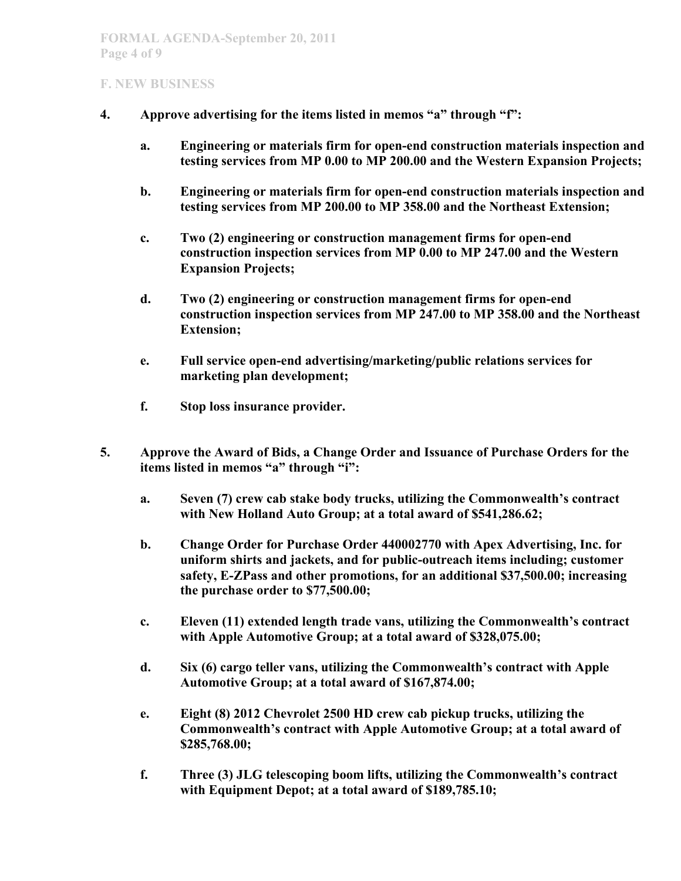## F. NEW BUSINESS

**4. Approve advertising for the items listed in memos "a" through "f":**

**a. Engineering or materials firm for open-end construction materials inspection and testing services from MP 0.00 to MP 200.00 and the Western Expansion Projects;**

**b. Engineering or materials firm for open-end construction materials inspection and testing services from MP 200.00 to MP 358.00 and the Northeast Extension;**

**c. Two (2) engineering or construction management firms for open-end construction inspection services from MP 0.00 to MP 247.00 and the Western Expansion Projects;**

**d. Two (2) engineering or construction management firms for open-end construction inspection services from MP 247.00 to MP 358.00 and the Northeast Extension;**

**e. Full service open-end advertising/marketing/public relations services for marketing plan development;**

**f. Stop loss insurance provider.**

**5. Approve the Award of Bids, a Change Order and Issuance of Purchase Orders for the items listed in memos "a" through "i":**

**a. Seven (7) crew cab stake body trucks, utilizing the Commonwealth's contract with New Holland Auto Group; at a total award of $541,286.62;**

**b. Change Order for Purchase Order 440002770 with Apex Advertising, Inc. for uniform shirts and jackets, and for public-outreach items including; customer safety, E-ZPass and other promotions, for an additional $37,500.00; increasing the purchase order to $77,500.00;**

**c. Eleven (11) extended length trade vans, utilizing the Commonwealth's contract with Apple Automotive Group; at a total award of $328,075.00;**

**d. Six (6) cargo teller vans, utilizing the Commonwealth's contract with Apple Automotive Group; at a total award of $167,874.00;**

**e. Eight (8) 2012 Chevrolet 2500 HD crew cab pickup trucks, utilizing the Commonwealth's contract with Apple Automotive Group; at a total award of $285,768.00;**

**f. Three (3) JLG telescoping boom lifts, utilizing the Commonwealth's contract with Equipment Depot; at a total award of $189,785.10;**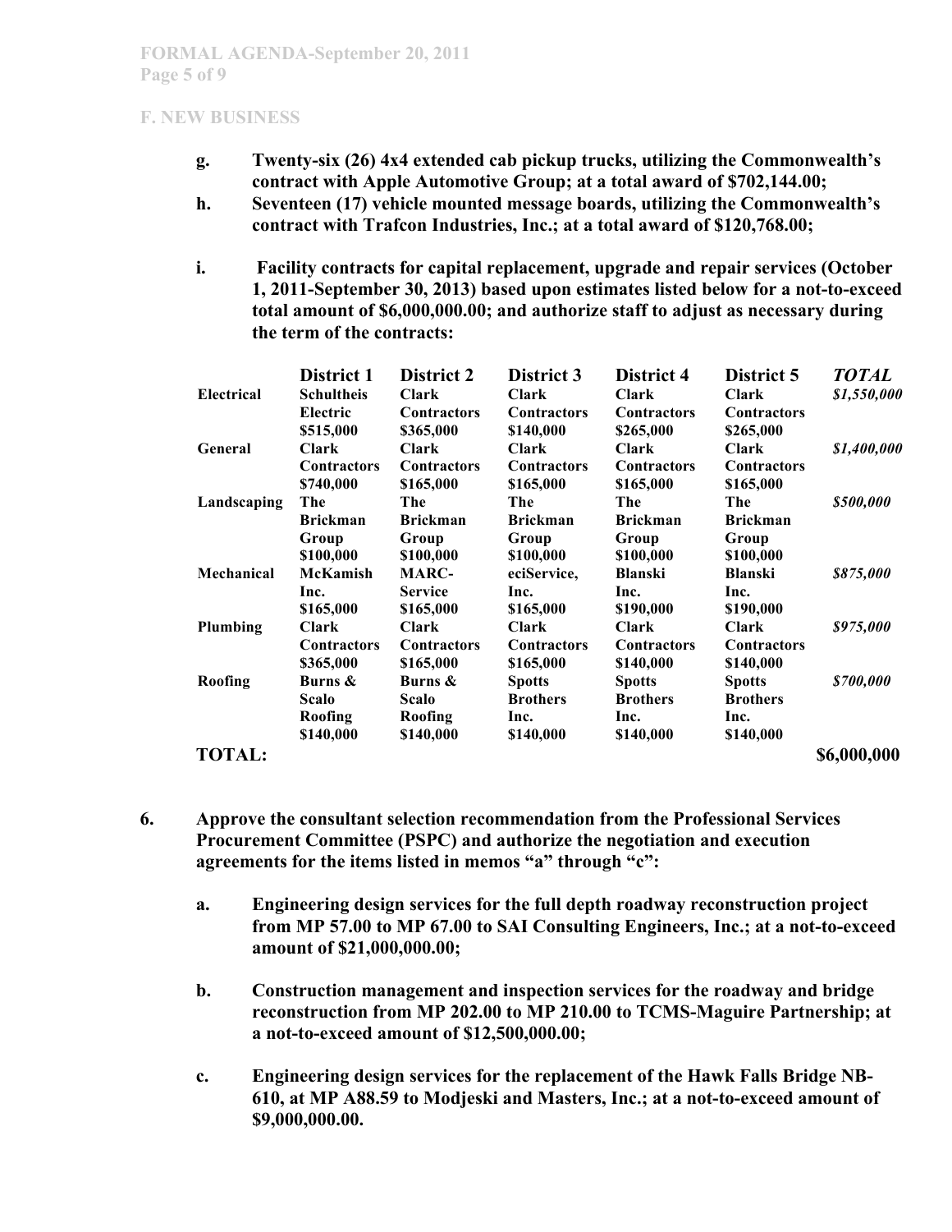**F. NEW BUSINESS**

g. **Twenty-six (26) 4x4 extended cab pickup trucks, utilizing the Commonwealth's contract with Apple Automotive Group; at a total award of $702,144.00;**

h. **Seventeen (17) vehicle mounted message boards, utilizing the Commonwealth's contract with Trafcon Industries, Inc.; at a total award of $120,768.00;**

i. **Facility contracts for capital replacement, upgrade and repair services (October 1, 2011-September 30, 2013) based upon estimates listed below for a not-to-exceed total amount of $6,000,000.00; and authorize staff to adjust as necessary during the term of the contracts:**

| | District 1 | District 2 | District 3 | District 4 | District 5 | *TOTAL* |
|---|---|---|---|---|---|---|
| **Electrical** | Schultheis Electric $515,000 | Clark Contractors $365,000 | Clark Contractors $140,000 | Clark Contractors $265,000 | Clark Contractors $265,000 | *$1,550,000* |
| **General** | Clark Contractors $740,000 | Clark Contractors $165,000 | Clark Contractors $165,000 | Clark Contractors $165,000 | Clark Contractors $165,000 | *$1,400,000* |
| **Landscaping** | The Brickman Group $100,000 | The Brickman Group $100,000 | The Brickman Group $100,000 | The Brickman Group $100,000 | The Brickman Group $100,000 | *$500,000* |
| **Mechanical** | McKamish Inc. $165,000 | MARC-Service $165,000 | eciService, Inc. $165,000 | Blanski Inc. $190,000 | Blanski Inc. $190,000 | *$875,000* |
| **Plumbing** | Clark Contractors $365,000 | Clark Contractors $165,000 | Clark Contractors $165,000 | Clark Contractors $140,000 | Clark Contractors $140,000 | *$975,000* |
| **Roofing** | Burns & Scalo Roofing $140,000 | Burns & Scalo Roofing $140,000 | Spotts Brothers Inc. $140,000 | Spotts Brothers Inc. $140,000 | Spotts Brothers Inc. $140,000 | *$700,000* |
| **TOTAL:** | | | | | | **$6,000,000** |

6. **Approve the consultant selection recommendation from the Professional Services Procurement Committee (PSPC) and authorize the negotiation and execution agreements for the items listed in memos "a" through "c":**

    a. **Engineering design services for the full depth roadway reconstruction project from MP 57.00 to MP 67.00 to SAI Consulting Engineers, Inc.; at a not-to-exceed amount of $21,000,000.00;**

    b. **Construction management and inspection services for the roadway and bridge reconstruction from MP 202.00 to MP 210.00 to TCMS-Maguire Partnership; at a not-to-exceed amount of $12,500,000.00;**

    c. **Engineering design services for the replacement of the Hawk Falls Bridge NB-610, at MP A88.59 to Modjeski and Masters, Inc.; at a not-to-exceed amount of $9,000,000.00.**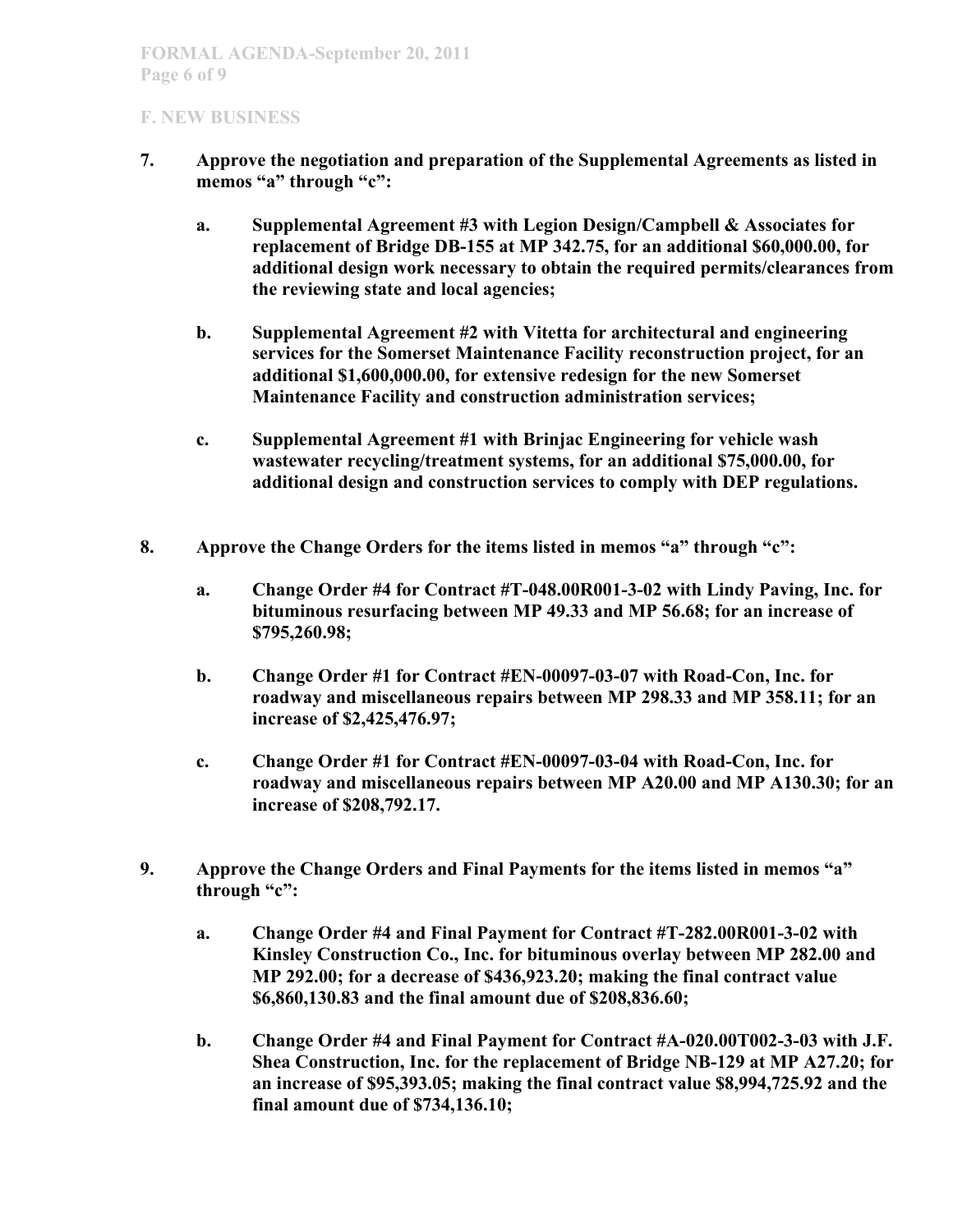## F. NEW BUSINESS

**7. Approve the negotiation and preparation of the Supplemental Agreements as listed in memos "a" through "c":**

> **a. Supplemental Agreement #3 with Legion Design/Campbell & Associates for replacement of Bridge DB-155 at MP 342.75, for an additional $60,000.00, for additional design work necessary to obtain the required permits/clearances from the reviewing state and local agencies;**
>
> **b. Supplemental Agreement #2 with Vitetta for architectural and engineering services for the Somerset Maintenance Facility reconstruction project, for an additional $1,600,000.00, for extensive redesign for the new Somerset Maintenance Facility and construction administration services;**
>
> **c. Supplemental Agreement #1 with Brinjac Engineering for vehicle wash wastewater recycling/treatment systems, for an additional $75,000.00, for additional design and construction services to comply with DEP regulations.**

**8. Approve the Change Orders for the items listed in memos "a" through "c":**

> **a. Change Order #4 for Contract #T-048.00R001-3-02 with Lindy Paving, Inc. for bituminous resurfacing between MP 49.33 and MP 56.68; for an increase of $795,260.98;**
>
> **b. Change Order #1 for Contract #EN-00097-03-07 with Road-Con, Inc. for roadway and miscellaneous repairs between MP 298.33 and MP 358.11; for an increase of $2,425,476.97;**
>
> **c. Change Order #1 for Contract #EN-00097-03-04 with Road-Con, Inc. for roadway and miscellaneous repairs between MP A20.00 and MP A130.30; for an increase of $208,792.17.**

**9. Approve the Change Orders and Final Payments for the items listed in memos "a" through "c":**

> **a. Change Order #4 and Final Payment for Contract #T-282.00R001-3-02 with Kinsley Construction Co., Inc. for bituminous overlay between MP 282.00 and MP 292.00; for a decrease of $436,923.20; making the final contract value $6,860,130.83 and the final amount due of $208,836.60;**
>
> **b. Change Order #4 and Final Payment for Contract #A-020.00T002-3-03 with J.F. Shea Construction, Inc. for the replacement of Bridge NB-129 at MP A27.20; for an increase of $95,393.05; making the final contract value $8,994,725.92 and the final amount due of $734,136.10;**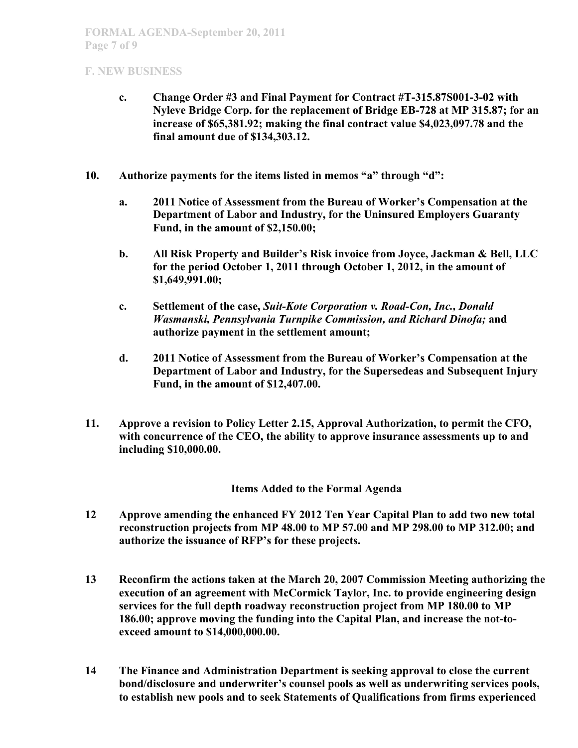**F. NEW BUSINESS**

c. **Change Order #3 and Final Payment for Contract #T-315.87S001-3-02 with Nyleve Bridge Corp. for the replacement of Bridge EB-728 at MP 315.87; for an increase of $65,381.92; making the final contract value $4,023,097.78 and the final amount due of $134,303.12.**

**10. Authorize payments for the items listed in memos "a" through "d":**

a. **2011 Notice of Assessment from the Bureau of Worker's Compensation at the Department of Labor and Industry, for the Uninsured Employers Guaranty Fund, in the amount of $2,150.00;**

b. **All Risk Property and Builder's Risk invoice from Joyce, Jackman & Bell, LLC for the period October 1, 2011 through October 1, 2012, in the amount of $1,649,991.00;**

c. **Settlement of the case, *Suit-Kote Corporation v. Road-Con, Inc., Donald Wasmanski, Pennsylvania Turnpike Commission, and Richard Dinofa;* and authorize payment in the settlement amount;**

d. **2011 Notice of Assessment from the Bureau of Worker's Compensation at the Department of Labor and Industry, for the Supersedeas and Subsequent Injury Fund, in the amount of $12,407.00.**

**11. Approve a revision to Policy Letter 2.15, Approval Authorization, to permit the CFO, with concurrence of the CEO, the ability to approve insurance assessments up to and including $10,000.00.**

**Items Added to the Formal Agenda**

**12 Approve amending the enhanced FY 2012 Ten Year Capital Plan to add two new total reconstruction projects from MP 48.00 to MP 57.00 and MP 298.00 to MP 312.00; and authorize the issuance of RFP's for these projects.**

**13 Reconfirm the actions taken at the March 20, 2007 Commission Meeting authorizing the execution of an agreement with McCormick Taylor, Inc. to provide engineering design services for the full depth roadway reconstruction project from MP 180.00 to MP 186.00; approve moving the funding into the Capital Plan, and increase the not-to-exceed amount to $14,000,000.00.**

**14 The Finance and Administration Department is seeking approval to close the current bond/disclosure and underwriter's counsel pools as well as underwriting services pools, to establish new pools and to seek Statements of Qualifications from firms experienced**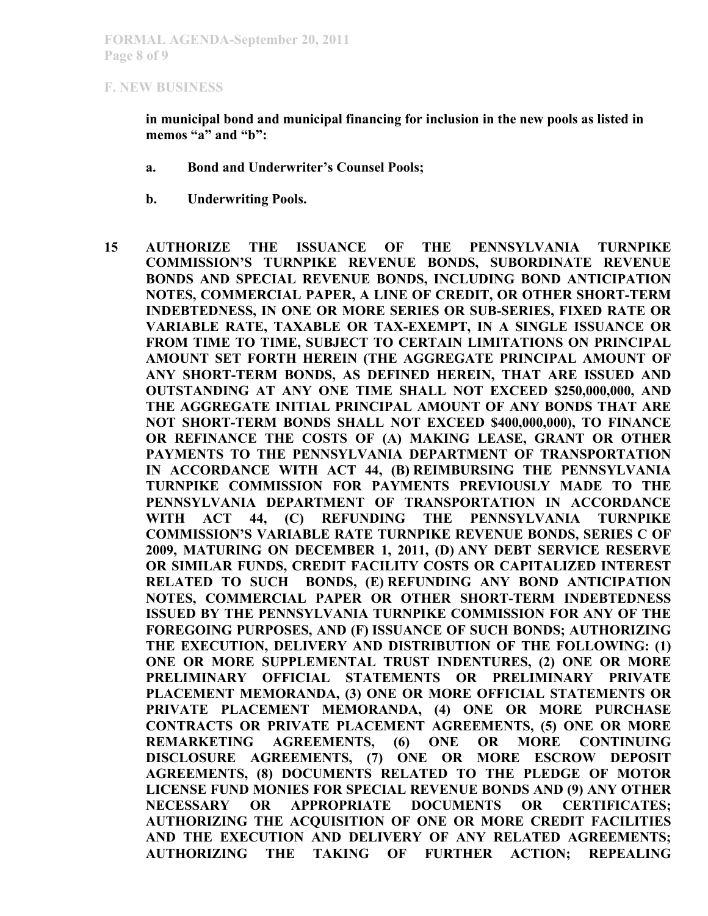**F. NEW BUSINESS**

**in municipal bond and municipal financing for inclusion in the new pools as listed in memos "a" and "b":**

- **a. Bond and Underwriter's Counsel Pools;**
- **b. Underwriting Pools.**

**15 AUTHORIZE THE ISSUANCE OF THE PENNSYLVANIA TURNPIKE COMMISSION'S TURNPIKE REVENUE BONDS, SUBORDINATE REVENUE BONDS AND SPECIAL REVENUE BONDS, INCLUDING BOND ANTICIPATION NOTES, COMMERCIAL PAPER, A LINE OF CREDIT, OR OTHER SHORT-TERM INDEBTEDNESS, IN ONE OR MORE SERIES OR SUB-SERIES, FIXED RATE OR VARIABLE RATE, TAXABLE OR TAX-EXEMPT, IN A SINGLE ISSUANCE OR FROM TIME TO TIME, SUBJECT TO CERTAIN LIMITATIONS ON PRINCIPAL AMOUNT SET FORTH HEREIN (THE AGGREGATE PRINCIPAL AMOUNT OF ANY SHORT-TERM BONDS, AS DEFINED HEREIN, THAT ARE ISSUED AND OUTSTANDING AT ANY ONE TIME SHALL NOT EXCEED $250,000,000, AND THE AGGREGATE INITIAL PRINCIPAL AMOUNT OF ANY BONDS THAT ARE NOT SHORT-TERM BONDS SHALL NOT EXCEED $400,000,000), TO FINANCE OR REFINANCE THE COSTS OF (A) MAKING LEASE, GRANT OR OTHER PAYMENTS TO THE PENNSYLVANIA DEPARTMENT OF TRANSPORTATION IN ACCORDANCE WITH ACT 44, (B) REIMBURSING THE PENNSYLVANIA TURNPIKE COMMISSION FOR PAYMENTS PREVIOUSLY MADE TO THE PENNSYLVANIA DEPARTMENT OF TRANSPORTATION IN ACCORDANCE WITH ACT 44, (C) REFUNDING THE PENNSYLVANIA TURNPIKE COMMISSION'S VARIABLE RATE TURNPIKE REVENUE BONDS, SERIES C OF 2009, MATURING ON DECEMBER 1, 2011, (D) ANY DEBT SERVICE RESERVE OR SIMILAR FUNDS, CREDIT FACILITY COSTS OR CAPITALIZED INTEREST RELATED TO SUCH BONDS, (E) REFUNDING ANY BOND ANTICIPATION NOTES, COMMERCIAL PAPER OR OTHER SHORT-TERM INDEBTEDNESS ISSUED BY THE PENNSYLVANIA TURNPIKE COMMISSION FOR ANY OF THE FOREGOING PURPOSES, AND (F) ISSUANCE OF SUCH BONDS; AUTHORIZING THE EXECUTION, DELIVERY AND DISTRIBUTION OF THE FOLLOWING: (1) ONE OR MORE SUPPLEMENTAL TRUST INDENTURES, (2) ONE OR MORE PRELIMINARY OFFICIAL STATEMENTS OR PRELIMINARY PRIVATE PLACEMENT MEMORANDA, (3) ONE OR MORE OFFICIAL STATEMENTS OR PRIVATE PLACEMENT MEMORANDA, (4) ONE OR MORE PURCHASE CONTRACTS OR PRIVATE PLACEMENT AGREEMENTS, (5) ONE OR MORE REMARKETING AGREEMENTS, (6) ONE OR MORE CONTINUING DISCLOSURE AGREEMENTS, (7) ONE OR MORE ESCROW DEPOSIT AGREEMENTS, (8) DOCUMENTS RELATED TO THE PLEDGE OF MOTOR LICENSE FUND MONIES FOR SPECIAL REVENUE BONDS AND (9) ANY OTHER NECESSARY OR APPROPRIATE DOCUMENTS OR CERTIFICATES; AUTHORIZING THE ACQUISITION OF ONE OR MORE CREDIT FACILITIES AND THE EXECUTION AND DELIVERY OF ANY RELATED AGREEMENTS; AUTHORIZING THE TAKING OF FURTHER ACTION; REPEALING**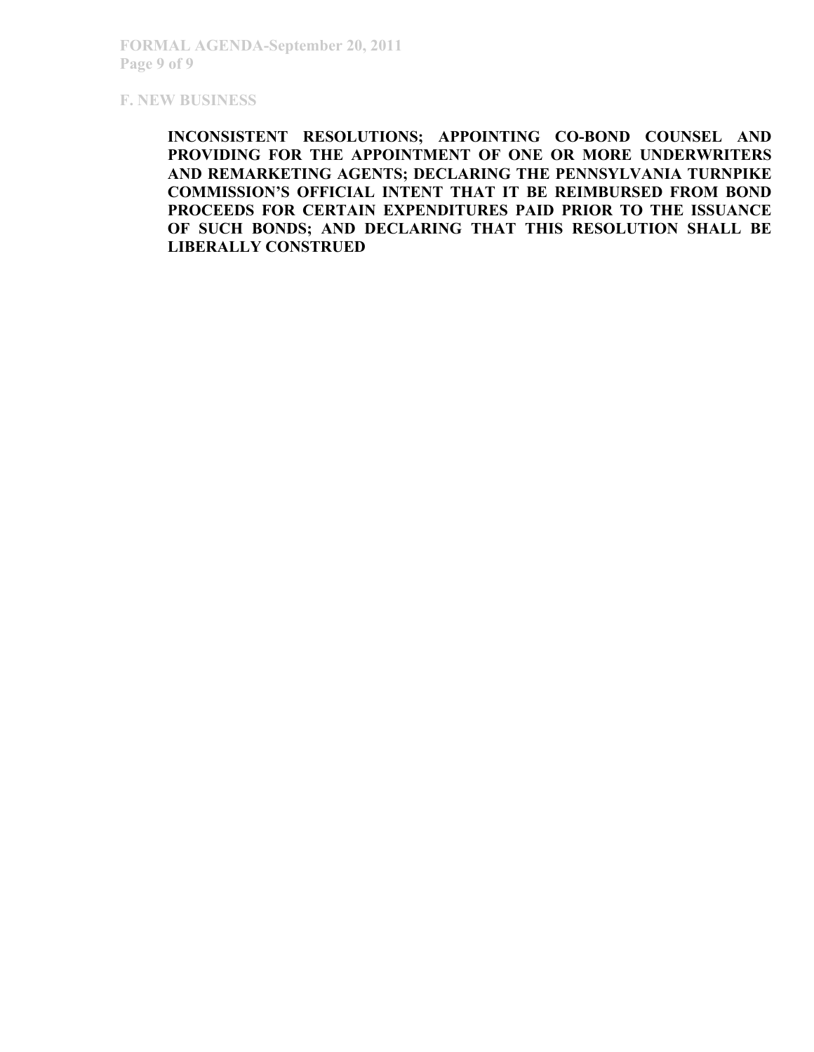## F. NEW BUSINESS

**INCONSISTENT RESOLUTIONS; APPOINTING CO-BOND COUNSEL AND PROVIDING FOR THE APPOINTMENT OF ONE OR MORE UNDERWRITERS AND REMARKETING AGENTS; DECLARING THE PENNSYLVANIA TURNPIKE COMMISSION'S OFFICIAL INTENT THAT IT BE REIMBURSED FROM BOND PROCEEDS FOR CERTAIN EXPENDITURES PAID PRIOR TO THE ISSUANCE OF SUCH BONDS; AND DECLARING THAT THIS RESOLUTION SHALL BE LIBERALLY CONSTRUED**